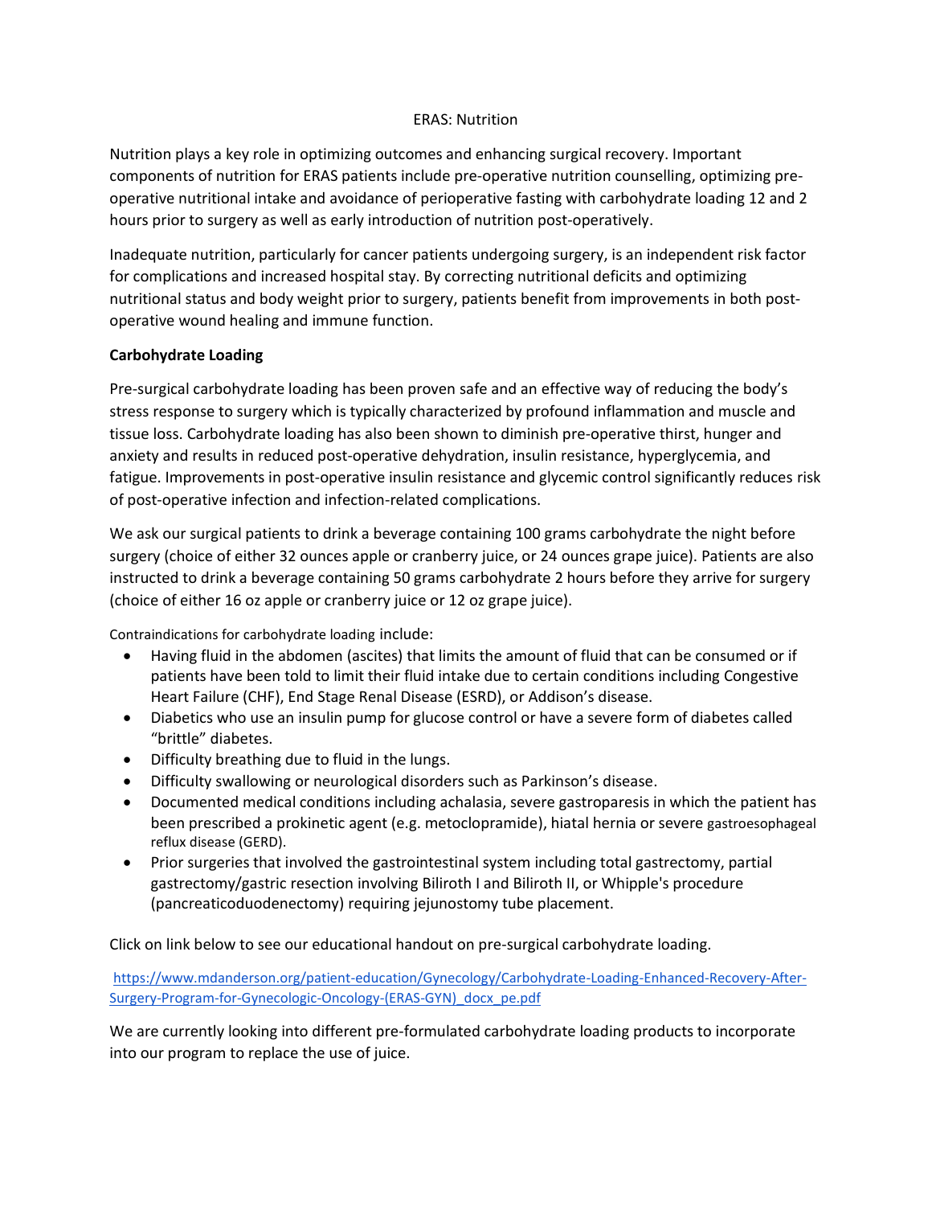# ERAS: Nutrition

Nutrition plays a key role in optimizing outcomes and enhancing surgical recovery. Important components of nutrition for ERAS patients include pre-operative nutrition counselling, optimizing pre-operative nutritional intake and avoidance of perioperative fasting with carbohydrate loading 12 and 2 hours prior to surgery as well as early introduction of nutrition post-operatively.

Inadequate nutrition, particularly for cancer patients undergoing surgery, is an independent risk factor for complications and increased hospital stay. By correcting nutritional deficits and optimizing nutritional status and body weight prior to surgery, patients benefit from improvements in both post-operative wound healing and immune function.

**Carbohydrate Loading**

Pre-surgical carbohydrate loading has been proven safe and an effective way of reducing the body's stress response to surgery which is typically characterized by profound inflammation and muscle and tissue loss. Carbohydrate loading has also been shown to diminish pre-operative thirst, hunger and anxiety and results in reduced post-operative dehydration, insulin resistance, hyperglycemia, and fatigue. Improvements in post-operative insulin resistance and glycemic control significantly reduces risk of post-operative infection and infection-related complications.

We ask our surgical patients to drink a beverage containing 100 grams carbohydrate the night before surgery (choice of either 32 ounces apple or cranberry juice, or 24 ounces grape juice). Patients are also instructed to drink a beverage containing 50 grams carbohydrate 2 hours before they arrive for surgery (choice of either 16 oz apple or cranberry juice or 12 oz grape juice).

Contraindications for carbohydrate loading include:

- Having fluid in the abdomen (ascites) that limits the amount of fluid that can be consumed or if patients have been told to limit their fluid intake due to certain conditions including Congestive Heart Failure (CHF), End Stage Renal Disease (ESRD), or Addison's disease.
- Diabetics who use an insulin pump for glucose control or have a severe form of diabetes called "brittle" diabetes.
- Difficulty breathing due to fluid in the lungs.
- Difficulty swallowing or neurological disorders such as Parkinson's disease.
- Documented medical conditions including achalasia, severe gastroparesis in which the patient has been prescribed a prokinetic agent (e.g. metoclopramide), hiatal hernia or severe gastroesophageal reflux disease (GERD).
- Prior surgeries that involved the gastrointestinal system including total gastrectomy, partial gastrectomy/gastric resection involving Biliroth I and Biliroth II, or Whipple's procedure (pancreaticoduodenectomy) requiring jejunostomy tube placement.

Click on link below to see our educational handout on pre-surgical carbohydrate loading.

https://www.mdanderson.org/patient-education/Gynecology/Carbohydrate-Loading-Enhanced-Recovery-After-Surgery-Program-for-Gynecologic-Oncology-(ERAS-GYN)_docx_pe.pdf

We are currently looking into different pre-formulated carbohydrate loading products to incorporate into our program to replace the use of juice.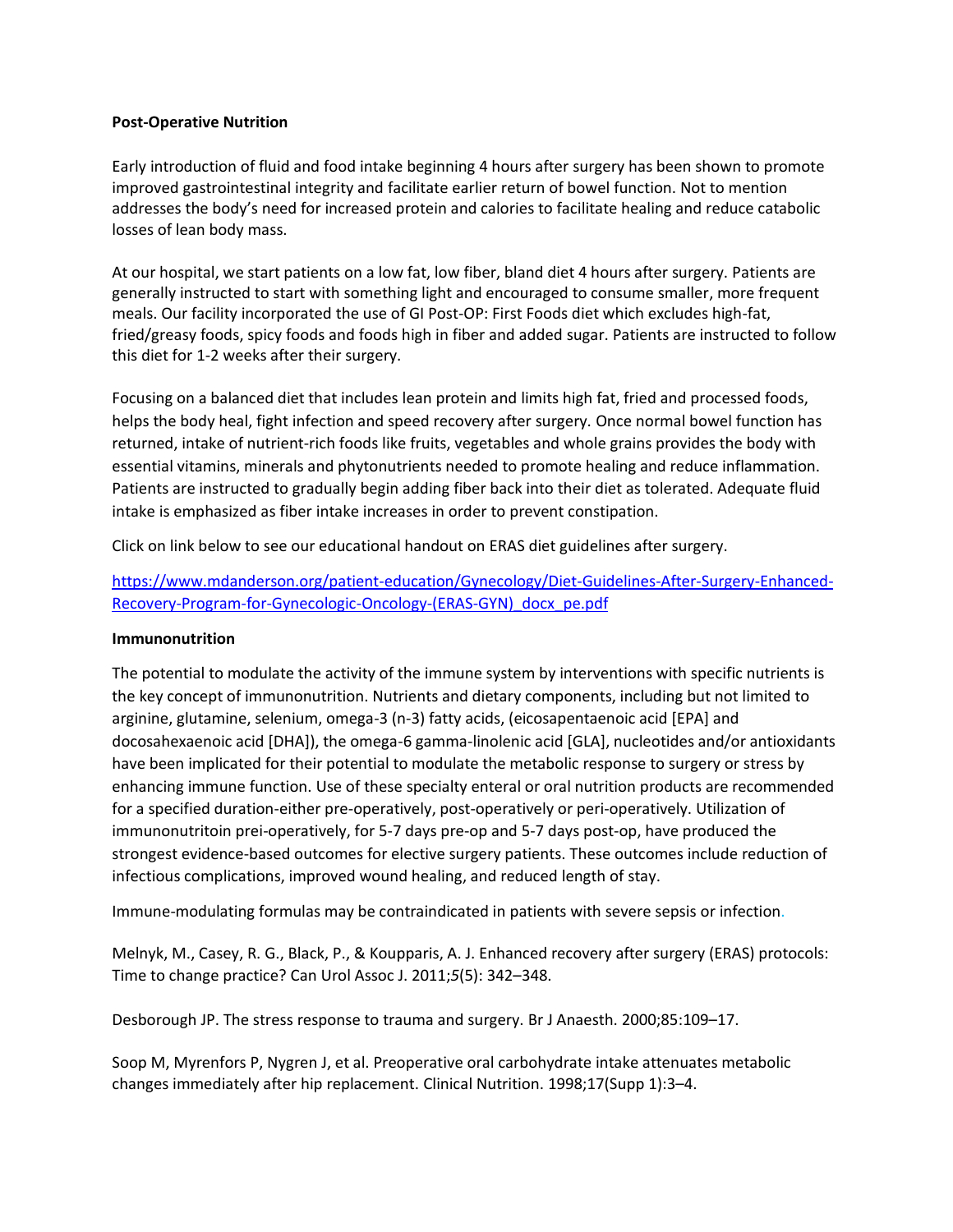**Post-Operative Nutrition**

Early introduction of fluid and food intake beginning 4 hours after surgery has been shown to promote improved gastrointestinal integrity and facilitate earlier return of bowel function. Not to mention addresses the body's need for increased protein and calories to facilitate healing and reduce catabolic losses of lean body mass.

At our hospital, we start patients on a low fat, low fiber, bland diet 4 hours after surgery. Patients are generally instructed to start with something light and encouraged to consume smaller, more frequent meals. Our facility incorporated the use of GI Post-OP: First Foods diet which excludes high-fat, fried/greasy foods, spicy foods and foods high in fiber and added sugar. Patients are instructed to follow this diet for 1-2 weeks after their surgery.

Focusing on a balanced diet that includes lean protein and limits high fat, fried and processed foods, helps the body heal, fight infection and speed recovery after surgery. Once normal bowel function has returned, intake of nutrient-rich foods like fruits, vegetables and whole grains provides the body with essential vitamins, minerals and phytonutrients needed to promote healing and reduce inflammation. Patients are instructed to gradually begin adding fiber back into their diet as tolerated. Adequate fluid intake is emphasized as fiber intake increases in order to prevent constipation.

Click on link below to see our educational handout on ERAS diet guidelines after surgery.

[https://www.mdanderson.org/patient-education/Gynecology/Diet-Guidelines-After-Surgery-Enhanced-Recovery-Program-for-Gynecologic-Oncology-(ERAS-GYN)_docx_pe.pdf](https://www.mdanderson.org/patient-education/Gynecology/Diet-Guidelines-After-Surgery-Enhanced-Recovery-Program-for-Gynecologic-Oncology-(ERAS-GYN)_docx_pe.pdf)

**Immunonutrition**

The potential to modulate the activity of the immune system by interventions with specific nutrients is the key concept of immunonutrition. Nutrients and dietary components, including but not limited to arginine, glutamine, selenium, omega-3 (n-3) fatty acids, (eicosapentaenoic acid [EPA] and docosahexaenoic acid [DHA]), the omega-6 gamma-linolenic acid [GLA], nucleotides and/or antioxidants have been implicated for their potential to modulate the metabolic response to surgery or stress by enhancing immune function. Use of these specialty enteral or oral nutrition products are recommended for a specified duration-either pre-operatively, post-operatively or peri-operatively. Utilization of immunonutritoin prei-operatively, for 5-7 days pre-op and 5-7 days post-op, have produced the strongest evidence-based outcomes for elective surgery patients. These outcomes include reduction of infectious complications, improved wound healing, and reduced length of stay.

Immune-modulating formulas may be contraindicated in patients with severe sepsis or infection.

Melnyk, M., Casey, R. G., Black, P., & Koupparis, A. J. Enhanced recovery after surgery (ERAS) protocols: Time to change practice? Can Urol Assoc J. 2011;*5*(5): 342–348.

Desborough JP. The stress response to trauma and surgery. Br J Anaesth. 2000;85:109–17.

Soop M, Myrenfors P, Nygren J, et al. Preoperative oral carbohydrate intake attenuates metabolic changes immediately after hip replacement. Clinical Nutrition. 1998;17(Supp 1):3–4.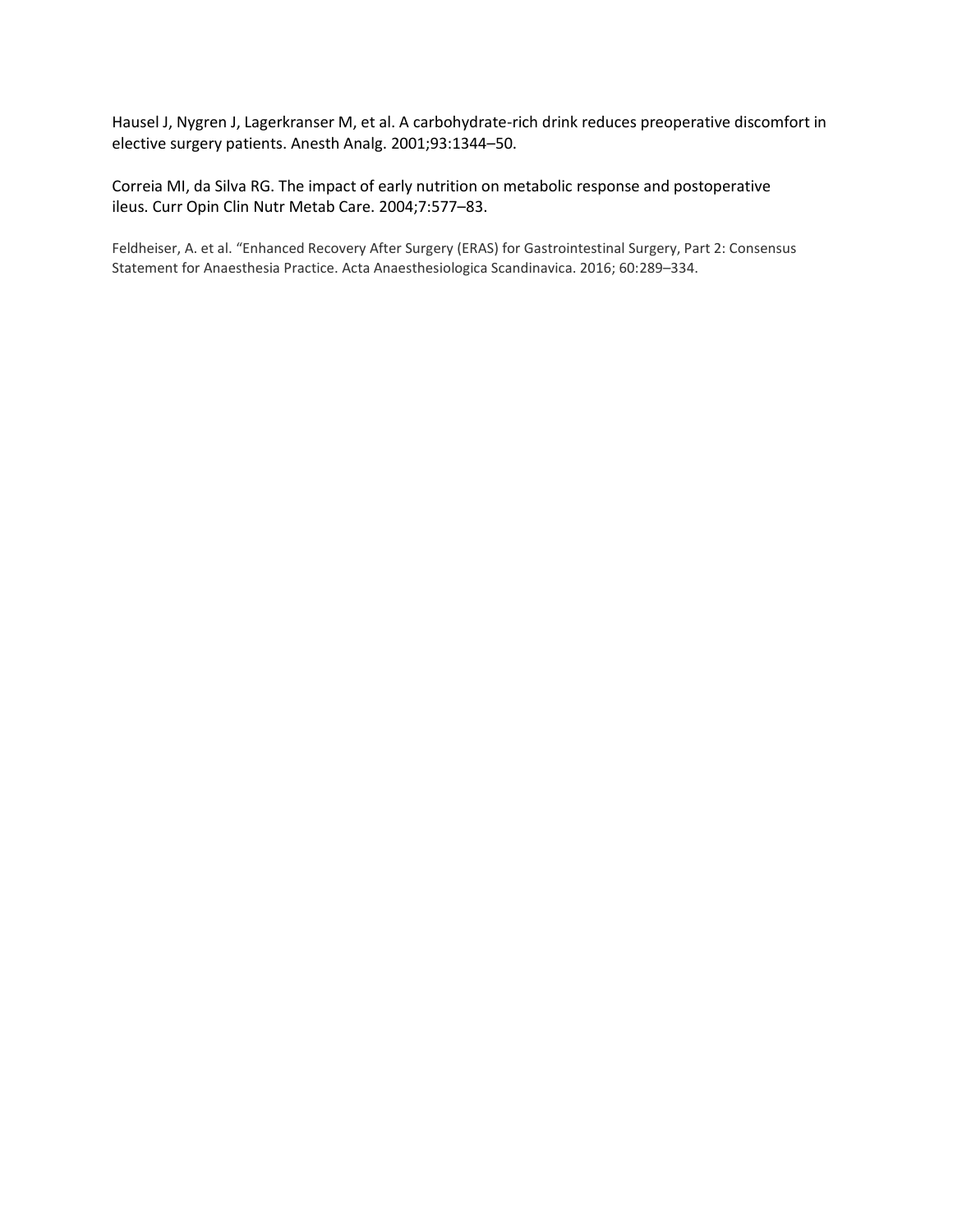Hausel J, Nygren J, Lagerkranser M, et al. A carbohydrate-rich drink reduces preoperative discomfort in elective surgery patients. Anesth Analg. 2001;93:1344–50.

Correia MI, da Silva RG. The impact of early nutrition on metabolic response and postoperative ileus. Curr Opin Clin Nutr Metab Care. 2004;7:577–83.

Feldheiser, A. et al. "Enhanced Recovery After Surgery (ERAS) for Gastrointestinal Surgery, Part 2: Consensus Statement for Anaesthesia Practice. Acta Anaesthesiologica Scandinavica. 2016; 60:289–334.